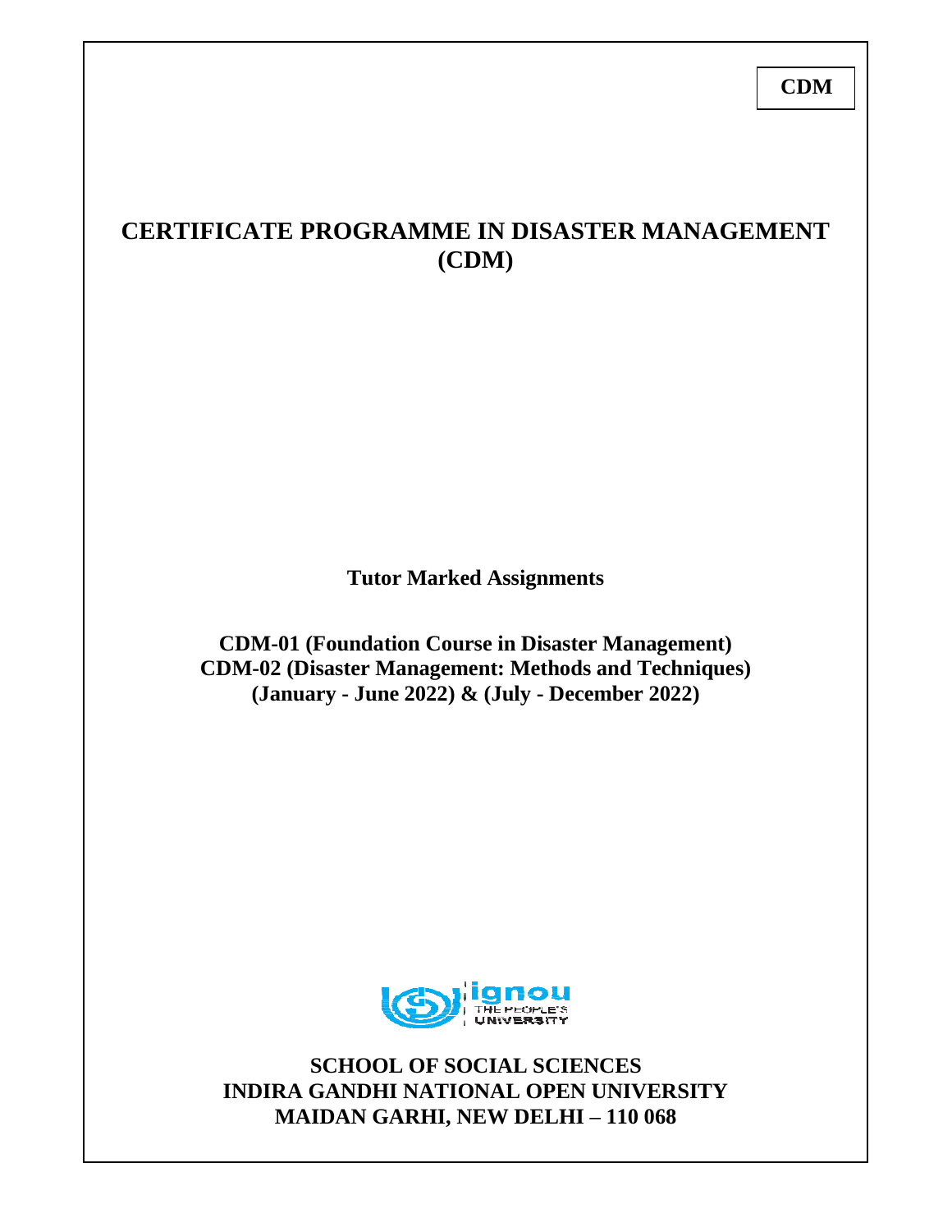**CDM**

# CERTIFICATE PROGRAMME IN DISASTER MANAGEMENT (CDM)

**Tutor Marked Assignments**

**CDM-01 (Foundation Course in Disaster Management)**
**CDM-02 (Disaster Management: Methods and Techniques)**
**(January - June 2022) & (July - December 2022)**

**SCHOOL OF SOCIAL SCIENCES**
**INDIRA GANDHI NATIONAL OPEN UNIVERSITY**
**MAIDAN GARHI, NEW DELHI – 110 068**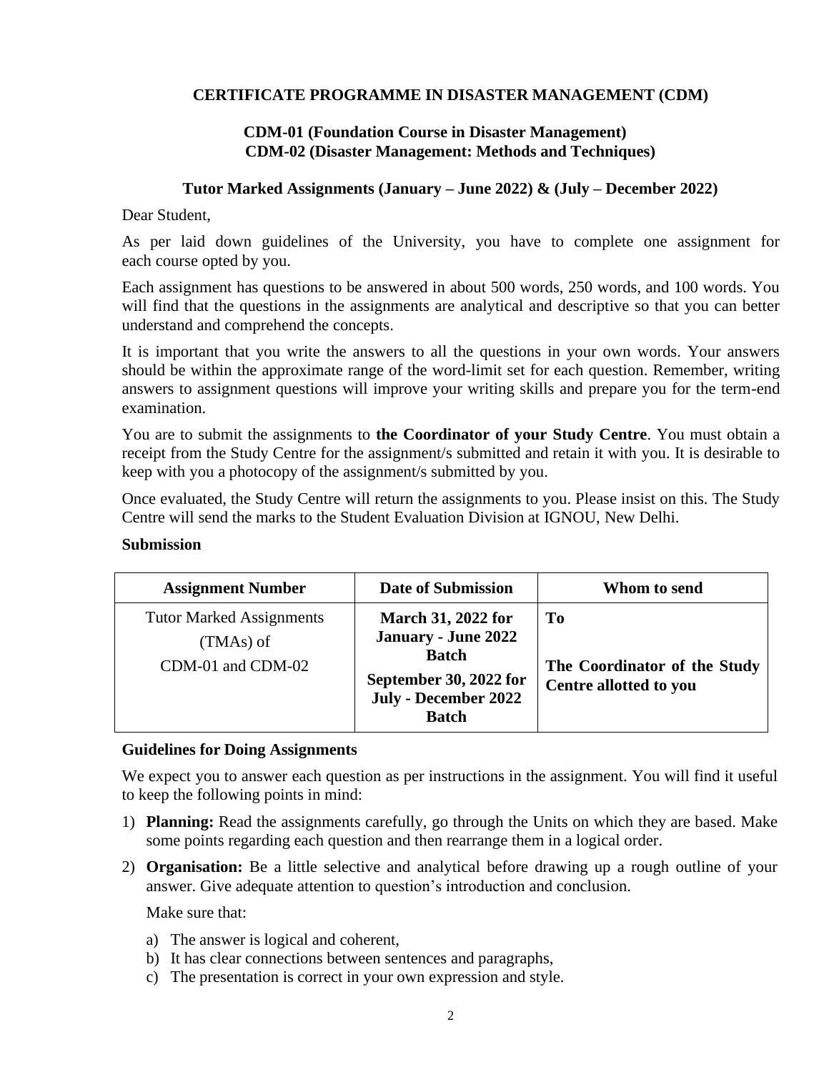**CERTIFICATE PROGRAMME IN DISASTER MANAGEMENT (CDM)**

**CDM-01 (Foundation Course in Disaster Management)**
**CDM-02 (Disaster Management: Methods and Techniques)**

**Tutor Marked Assignments (January – June 2022) & (July – December 2022)**

Dear Student,

As per laid down guidelines of the University, you have to complete one assignment for each course opted by you.

Each assignment has questions to be answered in about 500 words, 250 words, and 100 words. You will find that the questions in the assignments are analytical and descriptive so that you can better understand and comprehend the concepts.

It is important that you write the answers to all the questions in your own words. Your answers should be within the approximate range of the word-limit set for each question. Remember, writing answers to assignment questions will improve your writing skills and prepare you for the term-end examination.

You are to submit the assignments to **the Coordinator of your Study Centre**. You must obtain a receipt from the Study Centre for the assignment/s submitted and retain it with you. It is desirable to keep with you a photocopy of the assignment/s submitted by you.

Once evaluated, the Study Centre will return the assignments to you. Please insist on this. The Study Centre will send the marks to the Student Evaluation Division at IGNOU, New Delhi.

**Submission**

| Assignment Number | Date of Submission | Whom to send |
|---|---|---|
| Tutor Marked Assignments (TMAs) of CDM-01 and CDM-02 | **March 31, 2022 for January - June 2022 Batch**<br>**September 30, 2022 for July - December 2022 Batch** | **To**<br>**The Coordinator of the Study Centre allotted to you** |

**Guidelines for Doing Assignments**

We expect you to answer each question as per instructions in the assignment. You will find it useful to keep the following points in mind:

1) **Planning:** Read the assignments carefully, go through the Units on which they are based. Make some points regarding each question and then rearrange them in a logical order.

2) **Organisation:** Be a little selective and analytical before drawing up a rough outline of your answer. Give adequate attention to question's introduction and conclusion.

   Make sure that:

   a) The answer is logical and coherent,
   b) It has clear connections between sentences and paragraphs,
   c) The presentation is correct in your own expression and style.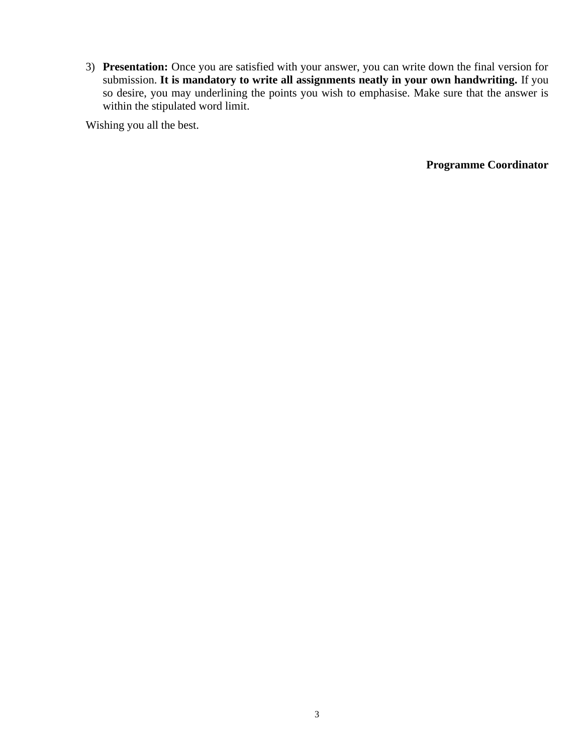3) **Presentation:** Once you are satisfied with your answer, you can write down the final version for submission. **It is mandatory to write all assignments neatly in your own handwriting.** If you so desire, you may underlining the points you wish to emphasise. Make sure that the answer is within the stipulated word limit.

Wishing you all the best.

**Programme Coordinator**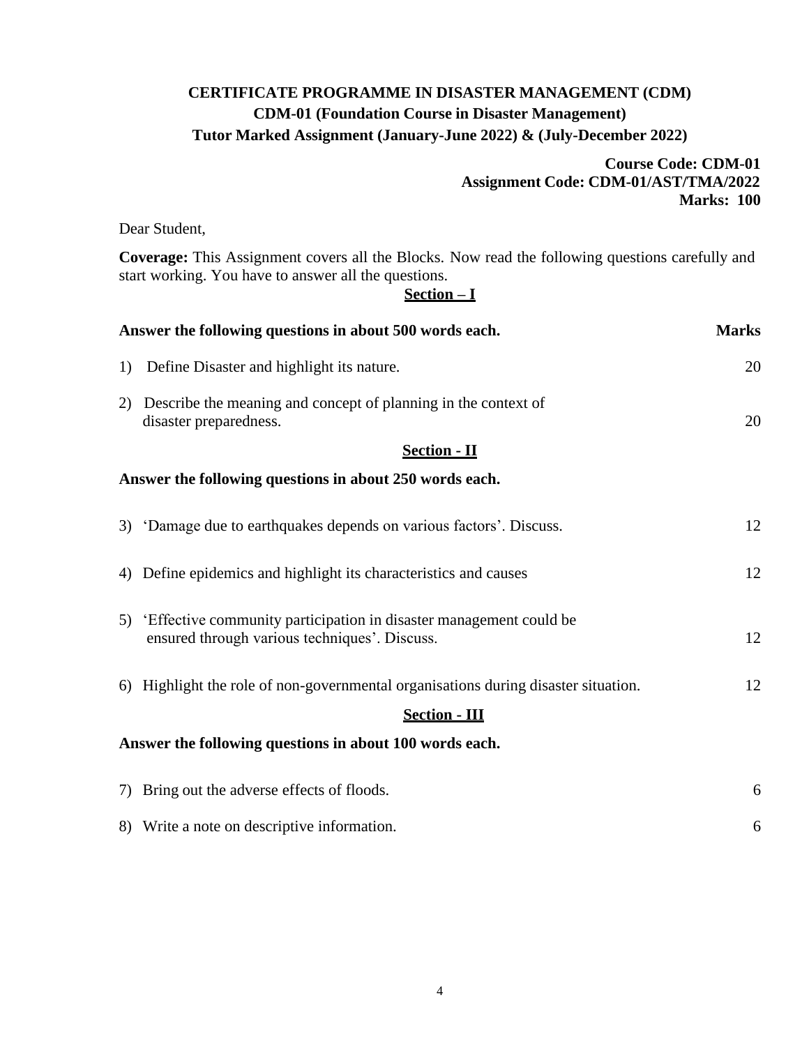# CERTIFICATE PROGRAMME IN DISASTER MANAGEMENT (CDM)

## CDM-01 (Foundation Course in Disaster Management)

## Tutor Marked Assignment (January-June 2022) & (July-December 2022)

**Course Code: CDM-01**
**Assignment Code: CDM-01/AST/TMA/2022**
**Marks: 100**

Dear Student,

**Coverage:** This Assignment covers all the Blocks. Now read the following questions carefully and start working. You have to answer all the questions.

### Section – I

**Answer the following questions in about 500 words each.** **Marks**

1) Define Disaster and highlight its nature. 20

2) Describe the meaning and concept of planning in the context of disaster preparedness. 20

### Section - II

**Answer the following questions in about 250 words each.**

3) 'Damage due to earthquakes depends on various factors'. Discuss. 12

4) Define epidemics and highlight its characteristics and causes 12

5) 'Effective community participation in disaster management could be ensured through various techniques'. Discuss. 12

6) Highlight the role of non-governmental organisations during disaster situation. 12

### Section - III

**Answer the following questions in about 100 words each.**

7) Bring out the adverse effects of floods. 6

8) Write a note on descriptive information. 6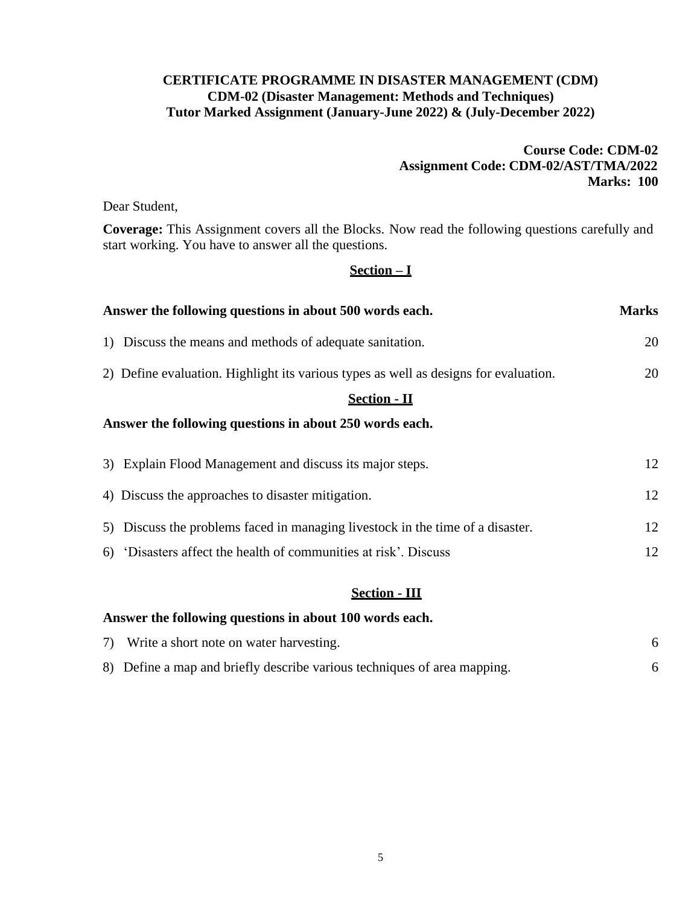**CERTIFICATE PROGRAMME IN DISASTER MANAGEMENT (CDM)**
**CDM-02 (Disaster Management: Methods and Techniques)**
**Tutor Marked Assignment (January-June 2022) & (July-December 2022)**

**Course Code: CDM-02**
**Assignment Code: CDM-02/AST/TMA/2022**
**Marks: 100**

Dear Student,

**Coverage:** This Assignment covers all the Blocks. Now read the following questions carefully and start working. You have to answer all the questions.

## Section – I

| **Answer the following questions in about 500 words each.** | **Marks** |
|---|---|
| 1) Discuss the means and methods of adequate sanitation. | 20 |
| 2) Define evaluation. Highlight its various types as well as designs for evaluation. | 20 |

## Section - II

**Answer the following questions in about 250 words each.**

| | |
|---|---|
| 3) Explain Flood Management and discuss its major steps. | 12 |
| 4) Discuss the approaches to disaster mitigation. | 12 |
| 5) Discuss the problems faced in managing livestock in the time of a disaster. | 12 |
| 6) 'Disasters affect the health of communities at risk'. Discuss | 12 |

## Section - III

**Answer the following questions in about 100 words each.**

| | |
|---|---|
| 7) Write a short note on water harvesting. | 6 |
| 8) Define a map and briefly describe various techniques of area mapping. | 6 |